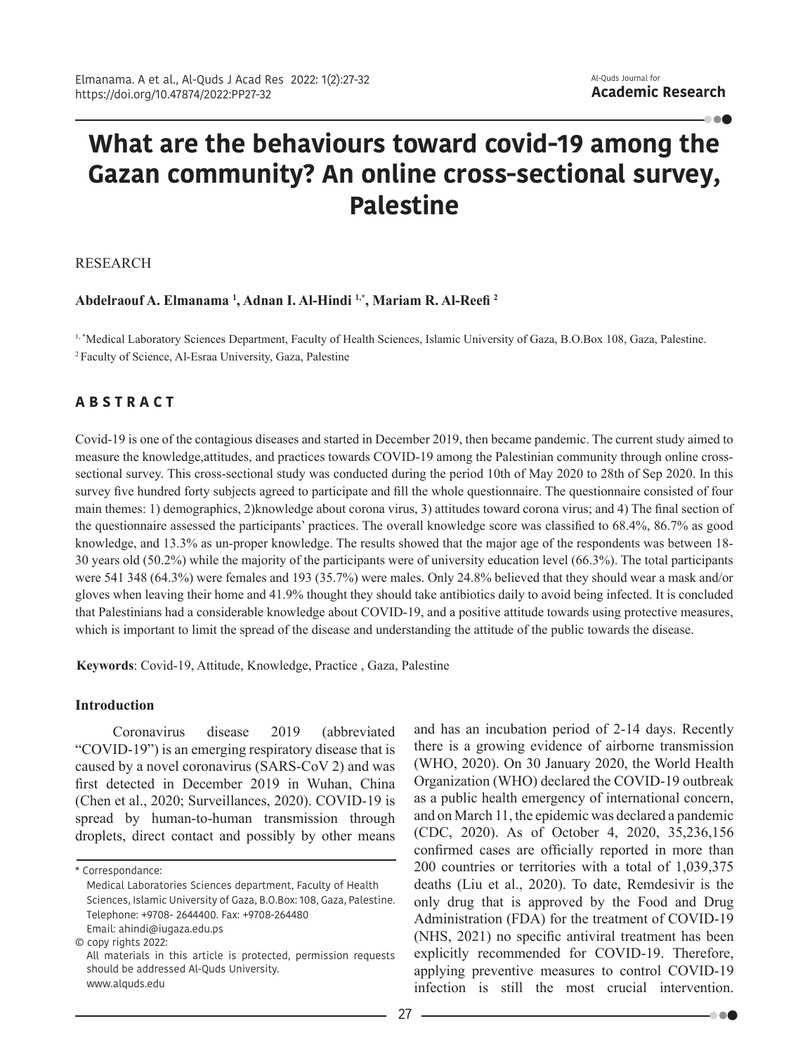# What are the behaviours toward covid-19 among the Gazan community? An online cross-sectional survey, Palestine

RESEARCH

**Abdelraouf A. Elmanama [1], Adnan I. Al-Hindi [1,*], Mariam R. Al-Reefi [2]**

[1, *] Medical Laboratory Sciences Department, Faculty of Health Sciences, Islamic University of Gaza, B.O.Box 108, Gaza, Palestine.
[2] Faculty of Science, Al-Esraa University, Gaza, Palestine

## ABSTRACT

Covid-19 is one of the contagious diseases and started in December 2019, then became pandemic. The current study aimed to measure the knowledge,attitudes, and practices towards COVID-19 among the Palestinian community through online cross-sectional survey. This cross-sectional study was conducted during the period 10th of May 2020 to 28th of Sep 2020. In this survey five hundred forty subjects agreed to participate and fill the whole questionnaire. The questionnaire consisted of four main themes: 1) demographics, 2)knowledge about corona virus, 3) attitudes toward corona virus; and 4) The final section of the questionnaire assessed the participants' practices. The overall knowledge score was classified to 68.4%, 86.7% as good knowledge, and 13.3% as un-proper knowledge. The results showed that the major age of the respondents was between 18-30 years old (50.2%) while the majority of the participants were of university education level (66.3%). The total participants were 541 348 (64.3%) were females and 193 (35.7%) were males. Only 24.8% believed that they should wear a mask and/or gloves when leaving their home and 41.9% thought they should take antibiotics daily to avoid being infected. It is concluded that Palestinians had a considerable knowledge about COVID-19, and a positive attitude towards using protective measures, which is important to limit the spread of the disease and understanding the attitude of the public towards the disease.

**Keywords**: Covid-19, Attitude, Knowledge, Practice , Gaza, Palestine

## Introduction

Coronavirus disease 2019 (abbreviated "COVID-19") is an emerging respiratory disease that is caused by a novel coronavirus (SARS-CoV 2) and was first detected in December 2019 in Wuhan, China (Chen et al., 2020; Surveillances, 2020). COVID-19 is spread by human-to-human transmission through droplets, direct contact and possibly by other means and has an incubation period of 2-14 days. Recently there is a growing evidence of airborne transmission (WHO, 2020). On 30 January 2020, the World Health Organization (WHO) declared the COVID-19 outbreak as a public health emergency of international concern, and on March 11, the epidemic was declared a pandemic (CDC, 2020). As of October 4, 2020, 35,236,156 confirmed cases are officially reported in more than 200 countries or territories with a total of 1,039,375 deaths (Liu et al., 2020). To date, Remdesivir is the only drug that is approved by the Food and Drug Administration (FDA) for the treatment of COVID-19 (NHS, 2021) no specific antiviral treatment has been explicitly recommended for COVID-19. Therefore, applying preventive measures to control COVID-19 infection is still the most crucial intervention.

\* Correspondance:
Medical Laboratories Sciences department, Faculty of Health Sciences, Islamic University of Gaza, B.O.Box: 108, Gaza, Palestine.
Telephone: +9708- 2644400. Fax: +9708-264480
Email: ahindi@iugaza.edu.ps

© copy rights 2022:
All materials in this article is protected, permission requests should be addressed Al-Quds University.
www.alquds.edu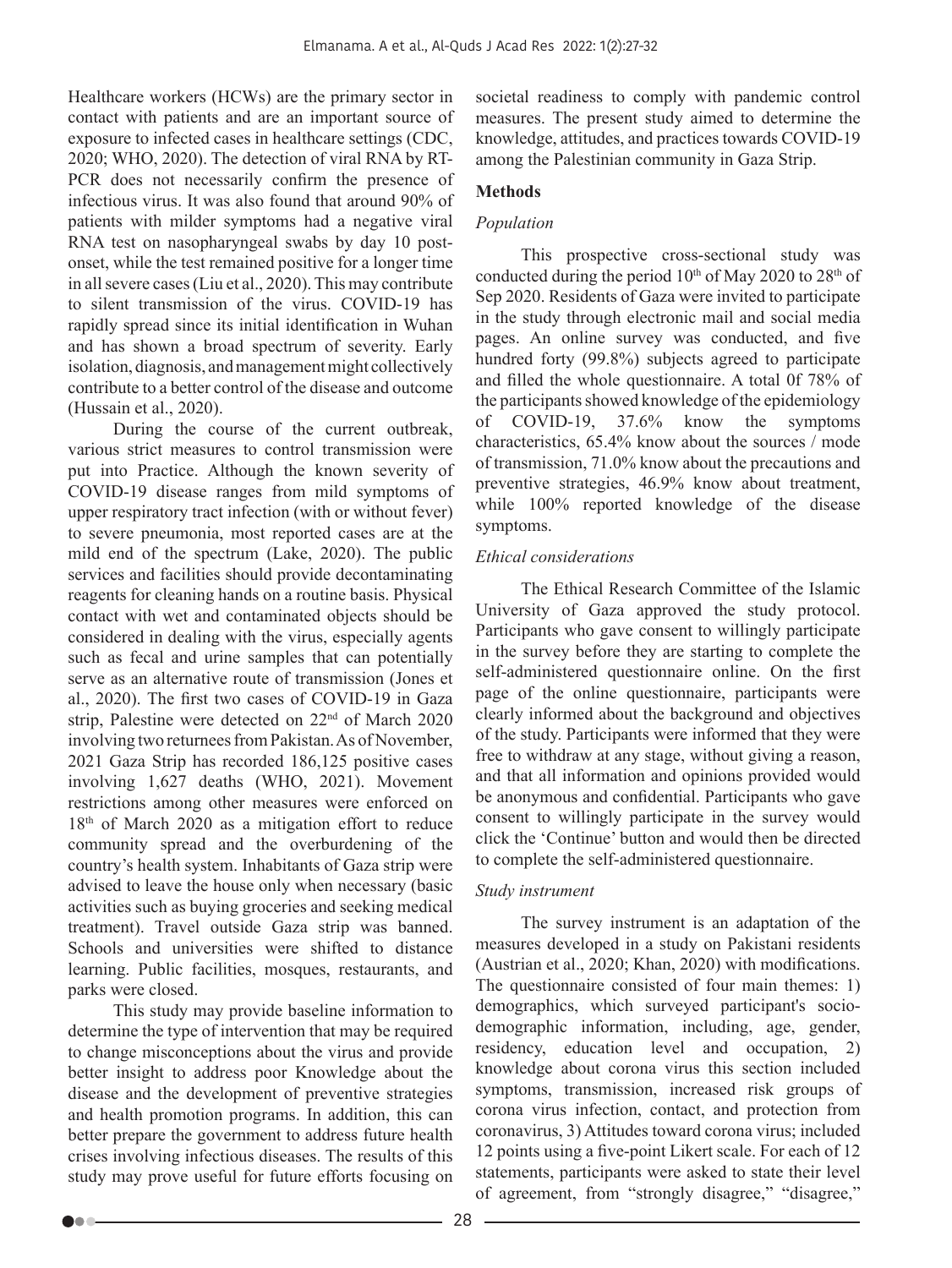Healthcare workers (HCWs) are the primary sector in contact with patients and are an important source of exposure to infected cases in healthcare settings (CDC, 2020; WHO, 2020). The detection of viral RNA by RT-PCR does not necessarily confirm the presence of infectious virus. It was also found that around 90% of patients with milder symptoms had a negative viral RNA test on nasopharyngeal swabs by day 10 post-onset, while the test remained positive for a longer time in all severe cases (Liu et al., 2020). This may contribute to silent transmission of the virus. COVID-19 has rapidly spread since its initial identification in Wuhan and has shown a broad spectrum of severity. Early isolation, diagnosis, and management might collectively contribute to a better control of the disease and outcome (Hussain et al., 2020).

During the course of the current outbreak, various strict measures to control transmission were put into Practice. Although the known severity of COVID-19 disease ranges from mild symptoms of upper respiratory tract infection (with or without fever) to severe pneumonia, most reported cases are at the mild end of the spectrum (Lake, 2020). The public services and facilities should provide decontaminating reagents for cleaning hands on a routine basis. Physical contact with wet and contaminated objects should be considered in dealing with the virus, especially agents such as fecal and urine samples that can potentially serve as an alternative route of transmission (Jones et al., 2020). The first two cases of COVID-19 in Gaza strip, Palestine were detected on 22nd of March 2020 involving two returnees from Pakistan. As of November, 2021 Gaza Strip has recorded 186,125 positive cases involving 1,627 deaths (WHO, 2021). Movement restrictions among other measures were enforced on 18th of March 2020 as a mitigation effort to reduce community spread and the overburdening of the country's health system. Inhabitants of Gaza strip were advised to leave the house only when necessary (basic activities such as buying groceries and seeking medical treatment). Travel outside Gaza strip was banned. Schools and universities were shifted to distance learning. Public facilities, mosques, restaurants, and parks were closed.

This study may provide baseline information to determine the type of intervention that may be required to change misconceptions about the virus and provide better insight to address poor Knowledge about the disease and the development of preventive strategies and health promotion programs. In addition, this can better prepare the government to address future health crises involving infectious diseases. The results of this study may prove useful for future efforts focusing on societal readiness to comply with pandemic control measures. The present study aimed to determine the knowledge, attitudes, and practices towards COVID-19 among the Palestinian community in Gaza Strip.

## Methods

### *Population*

This prospective cross-sectional study was conducted during the period 10th of May 2020 to 28th of Sep 2020. Residents of Gaza were invited to participate in the study through electronic mail and social media pages. An online survey was conducted, and five hundred forty (99.8%) subjects agreed to participate and filled the whole questionnaire. A total 0f 78% of the participants showed knowledge of the epidemiology of COVID-19, 37.6% know the symptoms characteristics, 65.4% know about the sources / mode of transmission, 71.0% know about the precautions and preventive strategies, 46.9% know about treatment, while 100% reported knowledge of the disease symptoms.

### *Ethical considerations*

The Ethical Research Committee of the Islamic University of Gaza approved the study protocol. Participants who gave consent to willingly participate in the survey before they are starting to complete the self-administered questionnaire online. On the first page of the online questionnaire, participants were clearly informed about the background and objectives of the study. Participants were informed that they were free to withdraw at any stage, without giving a reason, and that all information and opinions provided would be anonymous and confidential. Participants who gave consent to willingly participate in the survey would click the 'Continue' button and would then be directed to complete the self-administered questionnaire.

### *Study instrument*

The survey instrument is an adaptation of the measures developed in a study on Pakistani residents (Austrian et al., 2020; Khan, 2020) with modifications. The questionnaire consisted of four main themes: 1) demographics, which surveyed participant's socio-demographic information, including, age, gender, residency, education level and occupation, 2) knowledge about corona virus this section included symptoms, transmission, increased risk groups of corona virus infection, contact, and protection from coronavirus, 3) Attitudes toward corona virus; included 12 points using a five-point Likert scale. For each of 12 statements, participants were asked to state their level of agreement, from "strongly disagree," "disagree,"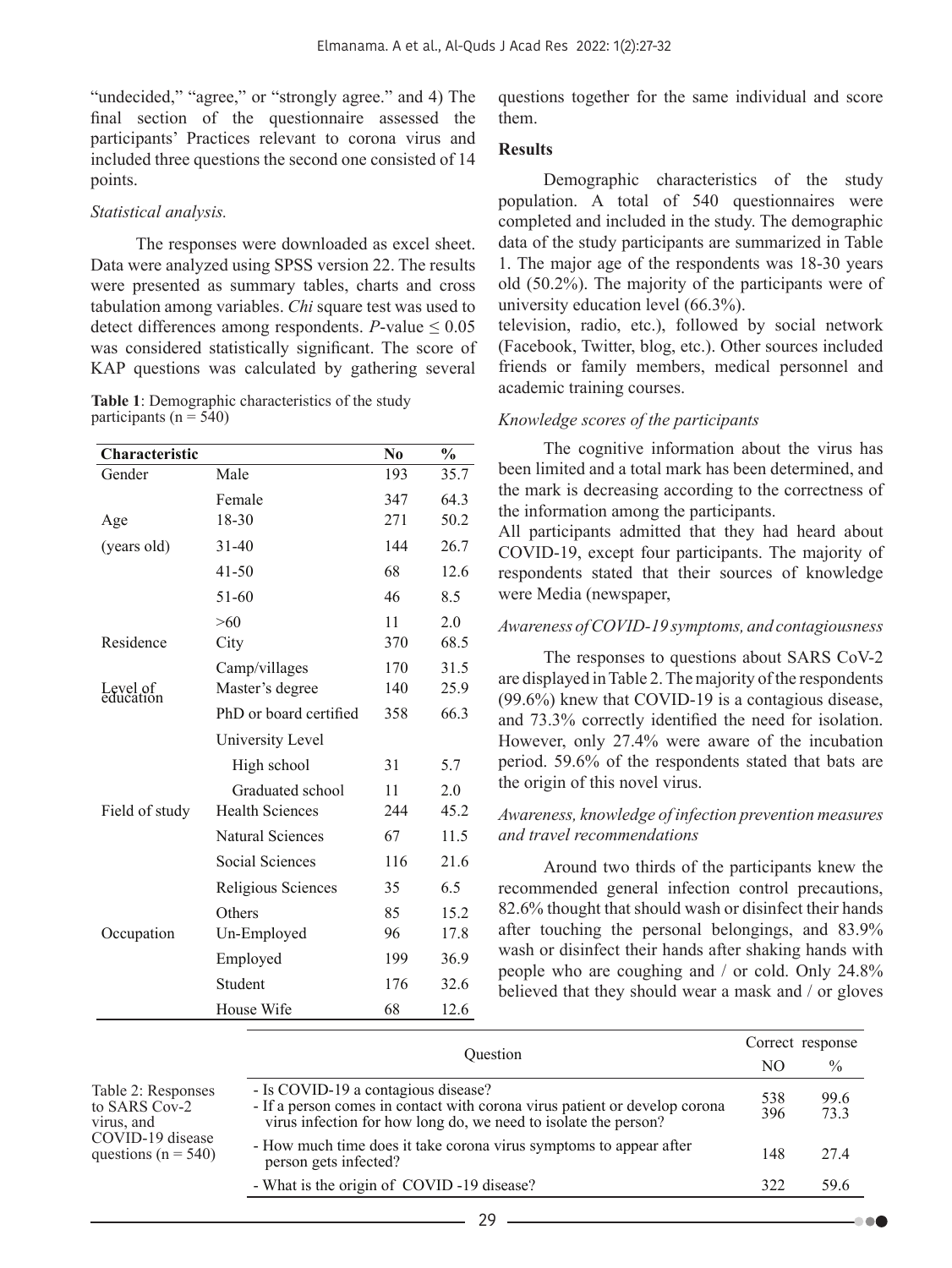"undecided," "agree," or "strongly agree." and 4) The final section of the questionnaire assessed the participants' Practices relevant to corona virus and included three questions the second one consisted of 14 points.

*Statistical analysis.*

The responses were downloaded as excel sheet. Data were analyzed using SPSS version 22. The results were presented as summary tables, charts and cross tabulation among variables. *Chi* square test was used to detect differences among respondents. *P*-value $\leq 0.05$ was considered statistically significant. The score of KAP questions was calculated by gathering several questions together for the same individual and score them.

**Table 1**: Demographic characteristics of the study participants (n = 540)

| Characteristic | | No | % |
|---|---|---|---|
| Gender | Male | 193 | 35.7 |
| | Female | 347 | 64.3 |
| Age (years old) | 18-30 | 271 | 50.2 |
| | 31-40 | 144 | 26.7 |
| | 41-50 | 68 | 12.6 |
| | 51-60 | 46 | 8.5 |
| | >60 | 11 | 2.0 |
| Residence | City | 370 | 68.5 |
| | Camp/villages | 170 | 31.5 |
| Level of education | Master's degree | 140 | 25.9 |
| | PhD or board certified | 358 | 66.3 |
| | University Level | | |
| | High school | 31 | 5.7 |
| | Graduated school | 11 | 2.0 |
| Field of study | Health Sciences | 244 | 45.2 |
| | Natural Sciences | 67 | 11.5 |
| | Social Sciences | 116 | 21.6 |
| | Religious Sciences | 35 | 6.5 |
| | Others | 85 | 15.2 |
| Occupation | Un-Employed | 96 | 17.8 |
| | Employed | 199 | 36.9 |
| | Student | 176 | 32.6 |
| | House Wife | 68 | 12.6 |

**Results**

Demographic characteristics of the study population. A total of 540 questionnaires were completed and included in the study. The demographic data of the study participants are summarized in Table 1. The major age of the respondents was 18-30 years old (50.2%). The majority of the participants were of university education level (66.3%).
television, radio, etc.), followed by social network (Facebook, Twitter, blog, etc.). Other sources included friends or family members, medical personnel and academic training courses.

*Knowledge scores of the participants*

The cognitive information about the virus has been limited and a total mark has been determined, and the mark is decreasing according to the correctness of the information among the participants.
All participants admitted that they had heard about COVID-19, except four participants. The majority of respondents stated that their sources of knowledge were Media (newspaper,

*Awareness of COVID-19 symptoms, and contagiousness*

The responses to questions about SARS CoV-2 are displayed in Table 2. The majority of the respondents (99.6%) knew that COVID-19 is a contagious disease, and 73.3% correctly identified the need for isolation. However, only 27.4% were aware of the incubation period. 59.6% of the respondents stated that bats are the origin of this novel virus.

*Awareness, knowledge of infection prevention measures and travel recommendations*

Around two thirds of the participants knew the recommended general infection control precautions, 82.6% thought that should wash or disinfect their hands after touching the personal belongings, and 83.9% wash or disinfect their hands after shaking hands with people who are coughing and / or cold. Only 24.8% believed that they should wear a mask and / or gloves

Table 2: Responses to SARS Cov-2 virus, and COVID-19 disease questions (n = 540)

| Question | Correct response NO | Correct response % |
|---|---|---|
| - Is COVID-19 a contagious disease? | 538 | 99.6 |
| - If a person comes in contact with corona virus patient or develop corona virus infection for how long do, we need to isolate the person? | 396 | 73.3 |
| - How much time does it take corona virus symptoms to appear after person gets infected? | 148 | 27.4 |
| - What is the origin of COVID -19 disease? | 322 | 59.6 |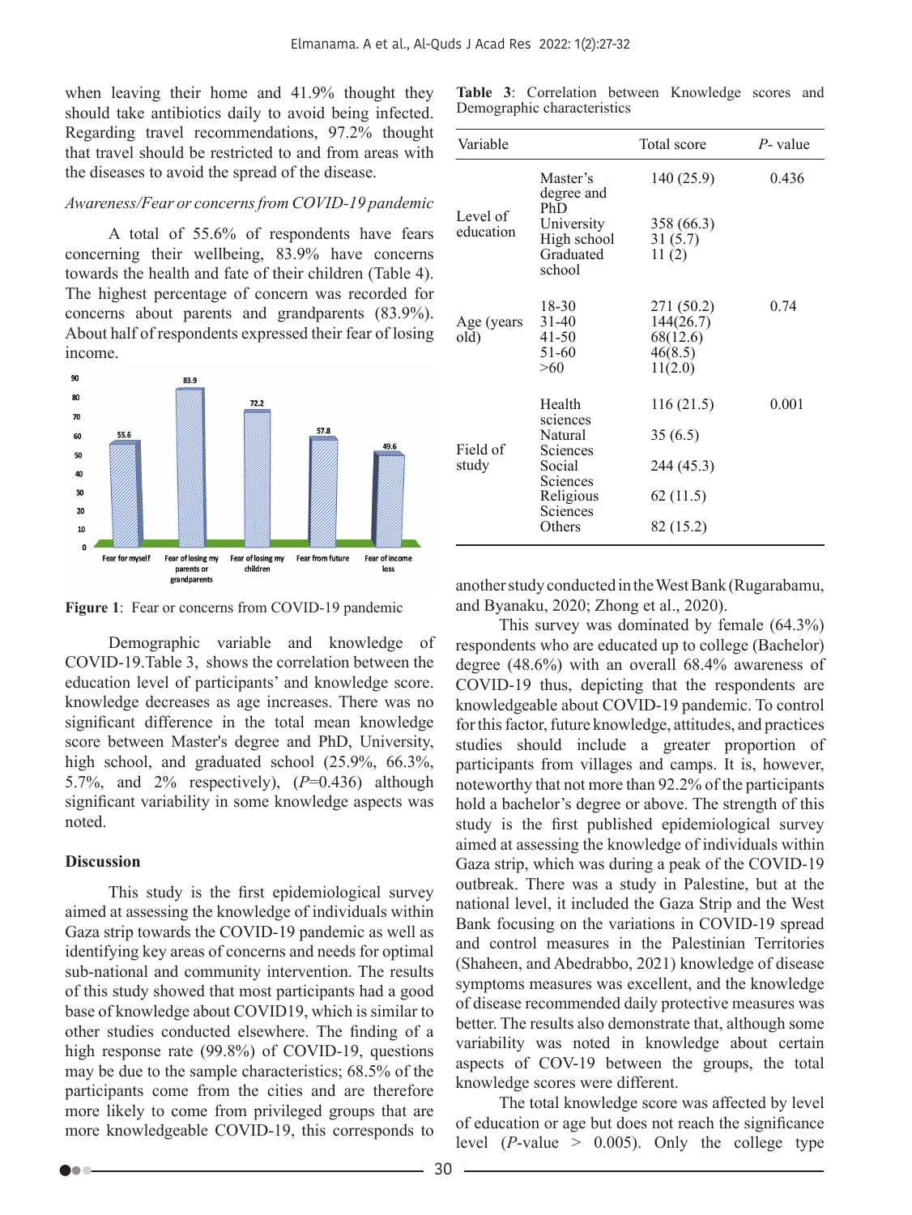when leaving their home and 41.9% thought they should take antibiotics daily to avoid being infected. Regarding travel recommendations, 97.2% thought that travel should be restricted to and from areas with the diseases to avoid the spread of the disease.

*Awareness/Fear or concerns from COVID-19 pandemic*

A total of 55.6% of respondents have fears concerning their wellbeing, 83.9% have concerns towards the health and fate of their children (Table 4). The highest percentage of concern was recorded for concerns about parents and grandparents (83.9%). About half of respondents expressed their fear of losing income.

**Figure 1**: Fear or concerns from COVID-19 pandemic

Demographic variable and knowledge of COVID-19.Table 3, shows the correlation between the education level of participants' and knowledge score. knowledge decreases as age increases. There was no significant difference in the total mean knowledge score between Master's degree and PhD, University, high school, and graduated school (25.9%, 66.3%, 5.7%, and 2% respectively), (*P*=0.436) although significant variability in some knowledge aspects was noted.

## Discussion

This study is the first epidemiological survey aimed at assessing the knowledge of individuals within Gaza strip towards the COVID-19 pandemic as well as identifying key areas of concerns and needs for optimal sub-national and community intervention. The results of this study showed that most participants had a good base of knowledge about COVID19, which is similar to other studies conducted elsewhere. The finding of a high response rate (99.8%) of COVID-19, questions may be due to the sample characteristics; 68.5% of the participants come from the cities and are therefore more likely to come from privileged groups that are more knowledgeable COVID-19, this corresponds to another study conducted in the West Bank (Rugarabamu, and Byanaku, 2020; Zhong et al., 2020).

**Table 3**: Correlation between Knowledge scores and Demographic characteristics

| Variable | | Total score | *P*- value |
|---|---|---|---|
| Level of education | Master's degree and PhD | 140 (25.9) | 0.436 |
| | University | 358 (66.3) | |
| | High school | 31 (5.7) | |
| | Graduated school | 11 (2) | |
| Age (years old) | 18-30 | 271 (50.2) | 0.74 |
| | 31-40 | 144(26.7) | |
| | 41-50 | 68(12.6) | |
| | 51-60 | 46(8.5) | |
| | >60 | 11(2.0) | |
| Field of study | Health sciences | 116 (21.5) | 0.001 |
| | Natural Sciences | 35 (6.5) | |
| | Social Sciences | 244 (45.3) | |
| | Religious Sciences | 62 (11.5) | |
| | Others | 82 (15.2) | |

This survey was dominated by female (64.3%) respondents who are educated up to college (Bachelor) degree (48.6%) with an overall 68.4% awareness of COVID-19 thus, depicting that the respondents are knowledgeable about COVID-19 pandemic. To control for this factor, future knowledge, attitudes, and practices studies should include a greater proportion of participants from villages and camps. It is, however, noteworthy that not more than 92.2% of the participants hold a bachelor's degree or above. The strength of this study is the first published epidemiological survey aimed at assessing the knowledge of individuals within Gaza strip, which was during a peak of the COVID-19 outbreak. There was a study in Palestine, but at the national level, it included the Gaza Strip and the West Bank focusing on the variations in COVID-19 spread and control measures in the Palestinian Territories (Shaheen, and Abedrabbo, 2021) knowledge of disease symptoms measures was excellent, and the knowledge of disease recommended daily protective measures was better. The results also demonstrate that, although some variability was noted in knowledge about certain aspects of COV-19 between the groups, the total knowledge scores were different.

The total knowledge score was affected by level of education or age but does not reach the significance level (*P*-value > 0.005). Only the college type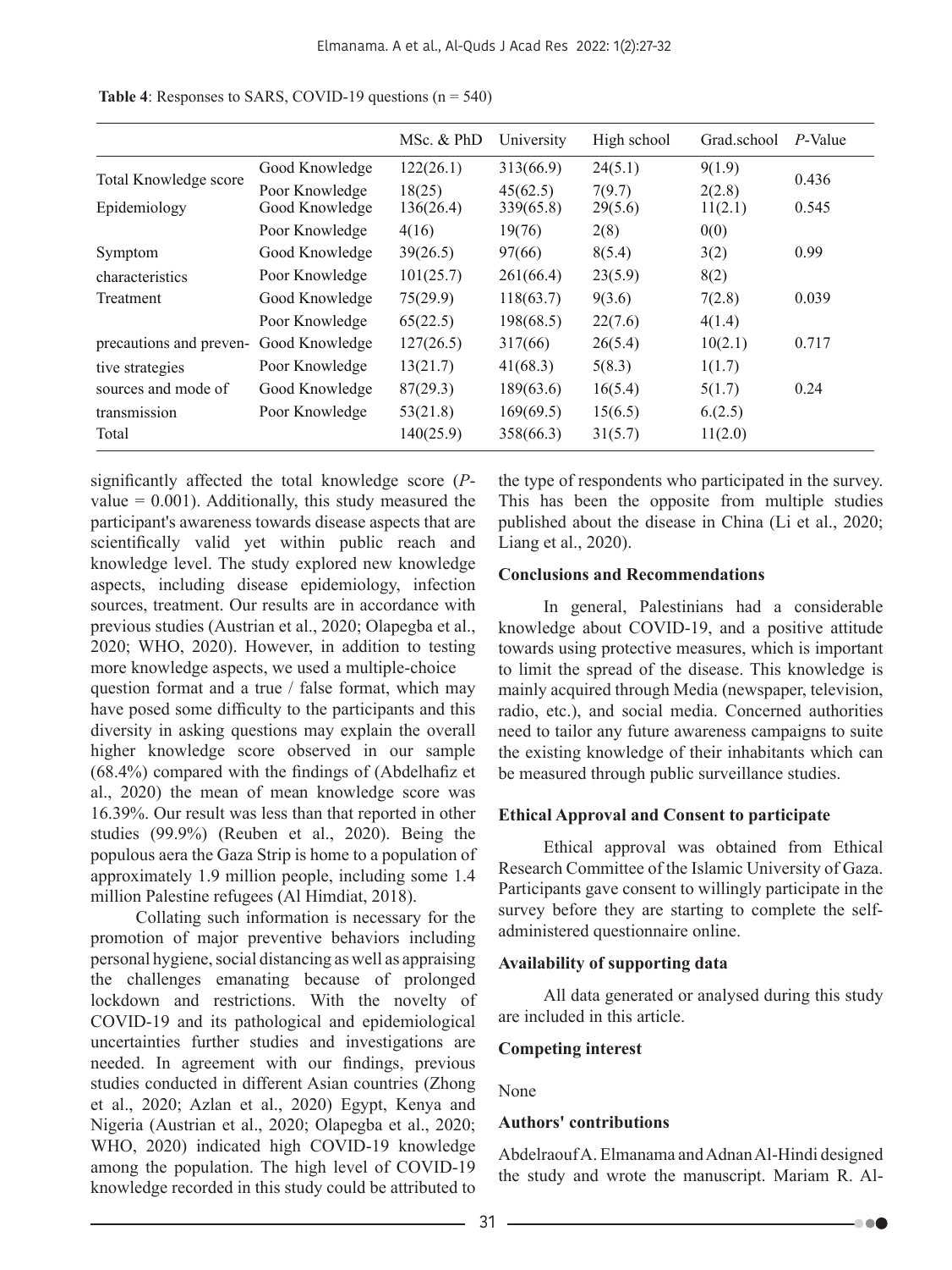**Table 4**: Responses to SARS, COVID-19 questions (n = 540)

| | | MSc. & PhD | University | High school | Grad.school | *P*-Value |
|---|---|---|---|---|---|---|
| Total Knowledge score | Good Knowledge | 122(26.1) | 313(66.9) | 24(5.1) | 9(1.9) | 0.436 |
| | Poor Knowledge | 18(25) | 45(62.5) | 7(9.7) | 2(2.8) | |
| Epidemiology | Good Knowledge | 136(26.4) | 339(65.8) | 29(5.6) | 11(2.1) | 0.545 |
| | Poor Knowledge | 4(16) | 19(76) | 2(8) | 0(0) | |
| Symptom characteristics | Good Knowledge | 39(26.5) | 97(66) | 8(5.4) | 3(2) | 0.99 |
| | Poor Knowledge | 101(25.7) | 261(66.4) | 23(5.9) | 8(2) | |
| Treatment | Good Knowledge | 75(29.9) | 118(63.7) | 9(3.6) | 7(2.8) | 0.039 |
| | Poor Knowledge | 65(22.5) | 198(68.5) | 22(7.6) | 4(1.4) | |
| precautions and preventive strategies | Good Knowledge | 127(26.5) | 317(66) | 26(5.4) | 10(2.1) | 0.717 |
| | Poor Knowledge | 13(21.7) | 41(68.3) | 5(8.3) | 1(1.7) | |
| sources and mode of transmission | Good Knowledge | 87(29.3) | 189(63.6) | 16(5.4) | 5(1.7) | 0.24 |
| | Poor Knowledge | 53(21.8) | 169(69.5) | 15(6.5) | 6.(2.5) | |
| Total | | 140(25.9) | 358(66.3) | 31(5.7) | 11(2.0) | |

significantly affected the total knowledge score (*P*-value = 0.001). Additionally, this study measured the participant's awareness towards disease aspects that are scientifically valid yet within public reach and knowledge level. The study explored new knowledge aspects, including disease epidemiology, infection sources, treatment. Our results are in accordance with previous studies (Austrian et al., 2020; Olapegba et al., 2020; WHO, 2020). However, in addition to testing more knowledge aspects, we used a multiple-choice question format and a true / false format, which may have posed some difficulty to the participants and this diversity in asking questions may explain the overall higher knowledge score observed in our sample (68.4%) compared with the findings of (Abdelhafiz et al., 2020) the mean of mean knowledge score was 16.39%. Our result was less than that reported in other studies (99.9%) (Reuben et al., 2020). Being the populous aera the Gaza Strip is home to a population of approximately 1.9 million people, including some 1.4 million Palestine refugees (Al Himdiat, 2018).

Collating such information is necessary for the promotion of major preventive behaviors including personal hygiene, social distancing as well as appraising the challenges emanating because of prolonged lockdown and restrictions. With the novelty of COVID-19 and its pathological and epidemiological uncertainties further studies and investigations are needed. In agreement with our findings, previous studies conducted in different Asian countries (Zhong et al., 2020; Azlan et al., 2020) Egypt, Kenya and Nigeria (Austrian et al., 2020; Olapegba et al., 2020; WHO, 2020) indicated high COVID-19 knowledge among the population. The high level of COVID-19 knowledge recorded in this study could be attributed to the type of respondents who participated in the survey. This has been the opposite from multiple studies published about the disease in China (Li et al., 2020; Liang et al., 2020).

### Conclusions and Recommendations

In general, Palestinians had a considerable knowledge about COVID-19, and a positive attitude towards using protective measures, which is important to limit the spread of the disease. This knowledge is mainly acquired through Media (newspaper, television, radio, etc.), and social media. Concerned authorities need to tailor any future awareness campaigns to suite the existing knowledge of their inhabitants which can be measured through public surveillance studies.

### Ethical Approval and Consent to participate

Ethical approval was obtained from Ethical Research Committee of the Islamic University of Gaza. Participants gave consent to willingly participate in the survey before they are starting to complete the self-administered questionnaire online.

### Availability of supporting data

All data generated or analysed during this study are included in this article.

### Competing interest

None

### Authors' contributions

Abdelraouf A. Elmanama and Adnan Al-Hindi designed the study and wrote the manuscript. Mariam R. Al-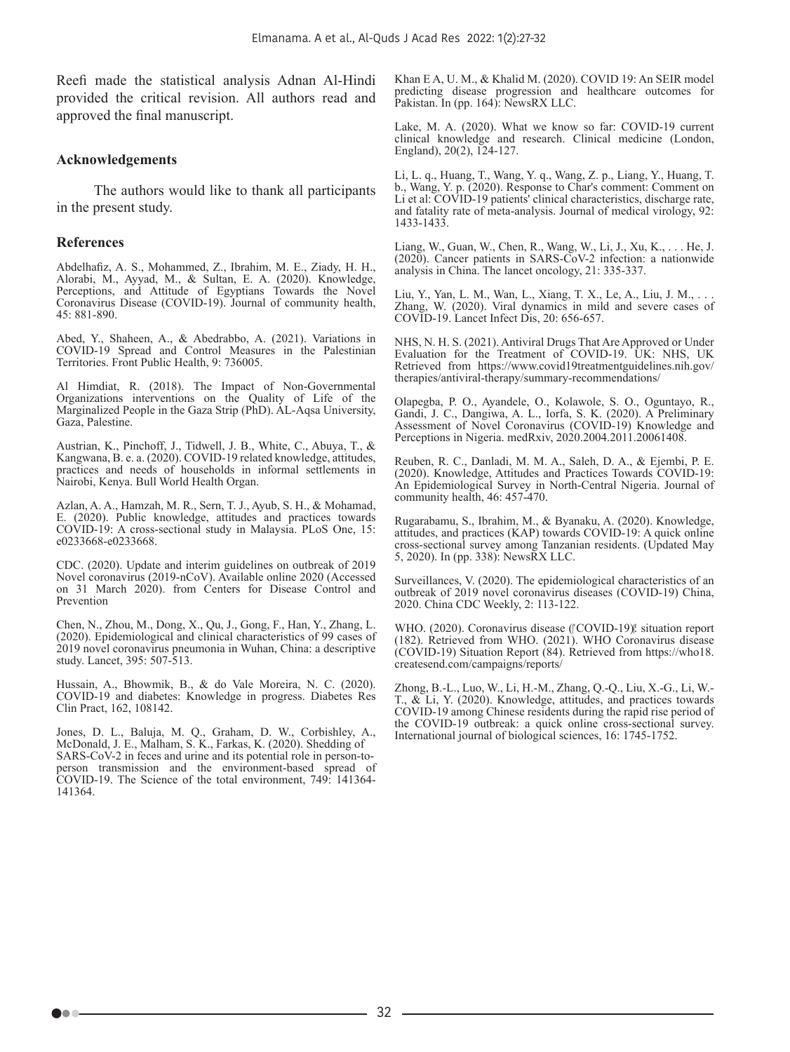Reefi made the statistical analysis Adnan Al-Hindi provided the critical revision. All authors read and approved the final manuscript.

### Acknowledgements

The authors would like to thank all participants in the present study.

### References

Abdelhafiz, A. S., Mohammed, Z., Ibrahim, M. E., Ziady, H. H., Alorabi, M., Ayyad, M., & Sultan, E. A. (2020). Knowledge, Perceptions, and Attitude of Egyptians Towards the Novel Coronavirus Disease (COVID-19). Journal of community health, 45: 881-890.

Abed, Y., Shaheen, A., & Abedrabbo, A. (2021). Variations in COVID-19 Spread and Control Measures in the Palestinian Territories. Front Public Health, 9: 736005.

Al Himdiat, R. (2018). The Impact of Non-Governmental Organizations interventions on the Quality of Life of the Marginalized People in the Gaza Strip (PhD). AL-Aqsa University, Gaza, Palestine.

Austrian, K., Pinchoff, J., Tidwell, J. B., White, C., Abuya, T., & Kangwana, B. e. a. (2020). COVID-19 related knowledge, attitudes, practices and needs of households in informal settlements in Nairobi, Kenya. Bull World Health Organ.

Azlan, A. A., Hamzah, M. R., Sern, T. J., Ayub, S. H., & Mohamad, E. (2020). Public knowledge, attitudes and practices towards COVID-19: A cross-sectional study in Malaysia. PLoS One, 15: e0233668-e0233668.

CDC. (2020). Update and interim guidelines on outbreak of 2019 Novel coronavirus (2019-nCoV). Available online 2020 (Accessed on 31 March 2020). from Centers for Disease Control and Prevention

Chen, N., Zhou, M., Dong, X., Qu, J., Gong, F., Han, Y., Zhang, L. (2020). Epidemiological and clinical characteristics of 99 cases of 2019 novel coronavirus pneumonia in Wuhan, China: a descriptive study. Lancet, 395: 507-513.

Hussain, A., Bhowmik, B., & do Vale Moreira, N. C. (2020). COVID-19 and diabetes: Knowledge in progress. Diabetes Res Clin Pract, 162, 108142.

Jones, D. L., Baluja, M. Q., Graham, D. W., Corbishley, A., McDonald, J. E., Malham, S. K., Farkas, K. (2020). Shedding of SARS-CoV-2 in feces and urine and its potential role in person-to-person transmission and the environment-based spread of COVID-19. The Science of the total environment, 749: 141364-141364.

Khan E A, U. M., & Khalid M. (2020). COVID 19: An SEIR model predicting disease progression and healthcare outcomes for Pakistan. In (pp. 164): NewsRX LLC.

Lake, M. A. (2020). What we know so far: COVID-19 current clinical knowledge and research. Clinical medicine (London, England), 20(2), 124-127.

Li, L. q., Huang, T., Wang, Y. q., Wang, Z. p., Liang, Y., Huang, T. b., Wang, Y. p. (2020). Response to Char's comment: Comment on Li et al: COVID-19 patients' clinical characteristics, discharge rate, and fatality rate of meta-analysis. Journal of medical virology, 92: 1433-1433.

Liang, W., Guan, W., Chen, R., Wang, W., Li, J., Xu, K., . . . He, J. (2020). Cancer patients in SARS-CoV-2 infection: a nationwide analysis in China. The lancet oncology, 21: 335-337.

Liu, Y., Yan, L. M., Wan, L., Xiang, T. X., Le, A., Liu, J. M., . . . Zhang, W. (2020). Viral dynamics in mild and severe cases of COVID-19. Lancet Infect Dis, 20: 656-657.

NHS, N. H. S. (2021). Antiviral Drugs That Are Approved or Under Evaluation for the Treatment of COVID-19. UK: NHS, UK Retrieved from https://www.covid19treatmentguidelines.nih.gov/therapies/antiviral-therapy/summary-recommendations/

Olapegba, P. O., Ayandele, O., Kolawole, S. O., Oguntayo, R., Gandi, J. C., Dangiwa, A. L., Iorfa, S. K. (2020). A Preliminary Assessment of Novel Coronavirus (COVID-19) Knowledge and Perceptions in Nigeria. medRxiv, 2020.2004.2011.20061408.

Reuben, R. C., Danladi, M. M. A., Saleh, D. A., & Ejembi, P. E. (2020). Knowledge, Attitudes and Practices Towards COVID-19: An Epidemiological Survey in North-Central Nigeria. Journal of community health, 46: 457-470.

Rugarabamu, S., Ibrahim, M., & Byanaku, A. (2020). Knowledge, attitudes, and practices (KAP) towards COVID-19: A quick online cross-sectional survey among Tanzanian residents. (Updated May 5, 2020). In (pp. 338): NewsRX LLC.

Surveillances, V. (2020). The epidemiological characteristics of an outbreak of 2019 novel coronavirus diseases (COVID-19) China, 2020. China CDC Weekly, 2: 113-122.

WHO. (2020). Coronavirus disease (COVID-19): situation report (182). Retrieved from WHO. (2021). WHO Coronavirus disease (COVID-19) Situation Report (84). Retrieved from https://who18.createsend.com/campaigns/reports/

Zhong, B.-L., Luo, W., Li, H.-M., Zhang, Q.-Q., Liu, X.-G., Li, W.-T., & Li, Y. (2020). Knowledge, attitudes, and practices towards COVID-19 among Chinese residents during the rapid rise period of the COVID-19 outbreak: a quick online cross-sectional survey. International journal of biological sciences, 16: 1745-1752.